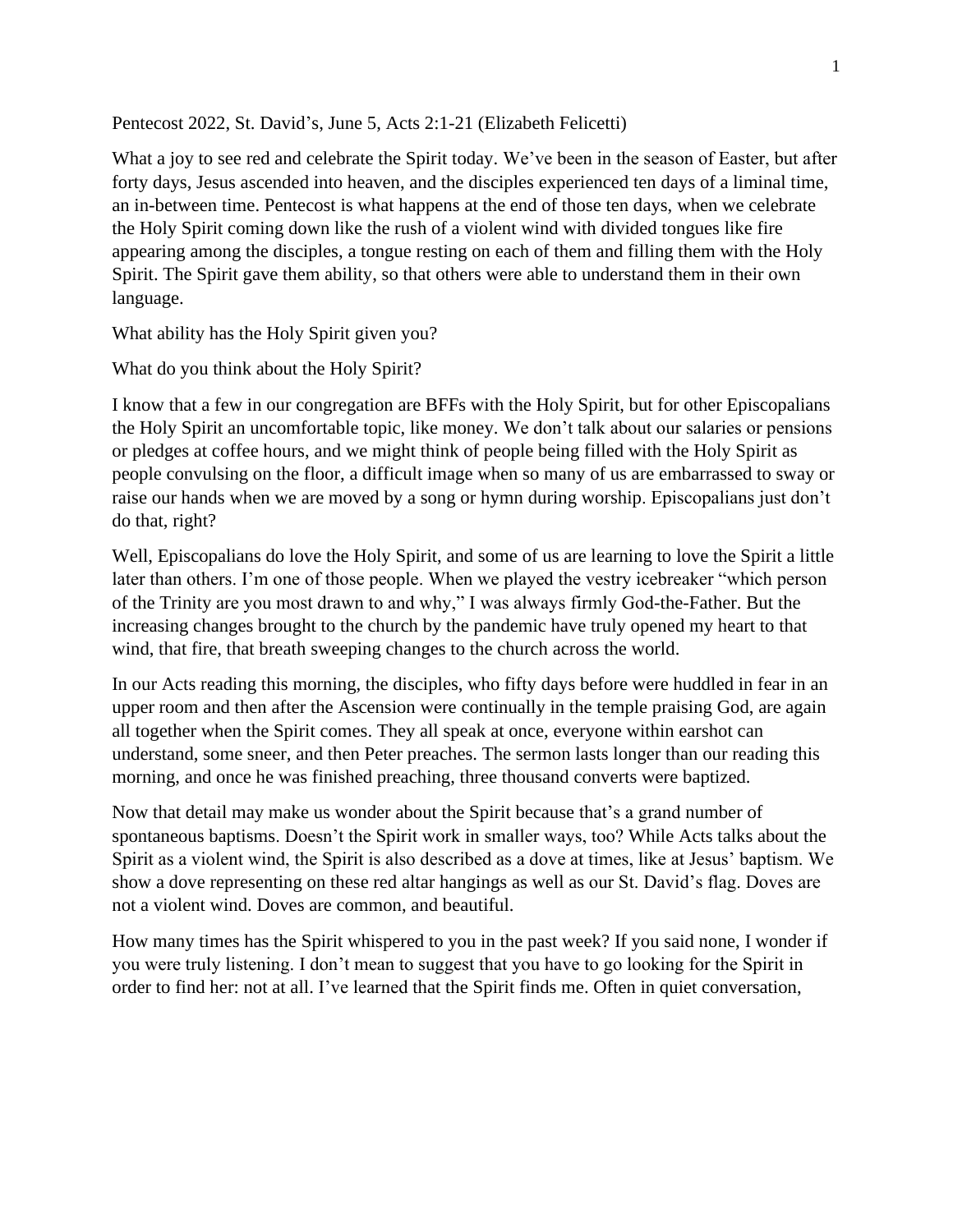Pentecost 2022, St. David's, June 5, Acts 2:1-21 (Elizabeth Felicetti)

What a joy to see red and celebrate the Spirit today. We've been in the season of Easter, but after forty days, Jesus ascended into heaven, and the disciples experienced ten days of a liminal time, an in-between time. Pentecost is what happens at the end of those ten days, when we celebrate the Holy Spirit coming down like the rush of a violent wind with divided tongues like fire appearing among the disciples, a tongue resting on each of them and filling them with the Holy Spirit. The Spirit gave them ability, so that others were able to understand them in their own language.

What ability has the Holy Spirit given you?

What do you think about the Holy Spirit?

I know that a few in our congregation are BFFs with the Holy Spirit, but for other Episcopalians the Holy Spirit an uncomfortable topic, like money. We don't talk about our salaries or pensions or pledges at coffee hours, and we might think of people being filled with the Holy Spirit as people convulsing on the floor, a difficult image when so many of us are embarrassed to sway or raise our hands when we are moved by a song or hymn during worship. Episcopalians just don't do that, right?

Well, Episcopalians do love the Holy Spirit, and some of us are learning to love the Spirit a little later than others. I'm one of those people. When we played the vestry icebreaker "which person of the Trinity are you most drawn to and why," I was always firmly God-the-Father. But the increasing changes brought to the church by the pandemic have truly opened my heart to that wind, that fire, that breath sweeping changes to the church across the world.

In our Acts reading this morning, the disciples, who fifty days before were huddled in fear in an upper room and then after the Ascension were continually in the temple praising God, are again all together when the Spirit comes. They all speak at once, everyone within earshot can understand, some sneer, and then Peter preaches. The sermon lasts longer than our reading this morning, and once he was finished preaching, three thousand converts were baptized.

Now that detail may make us wonder about the Spirit because that's a grand number of spontaneous baptisms. Doesn't the Spirit work in smaller ways, too? While Acts talks about the Spirit as a violent wind, the Spirit is also described as a dove at times, like at Jesus' baptism. We show a dove representing on these red altar hangings as well as our St. David's flag. Doves are not a violent wind. Doves are common, and beautiful.

How many times has the Spirit whispered to you in the past week? If you said none, I wonder if you were truly listening. I don't mean to suggest that you have to go looking for the Spirit in order to find her: not at all. I've learned that the Spirit finds me. Often in quiet conversation,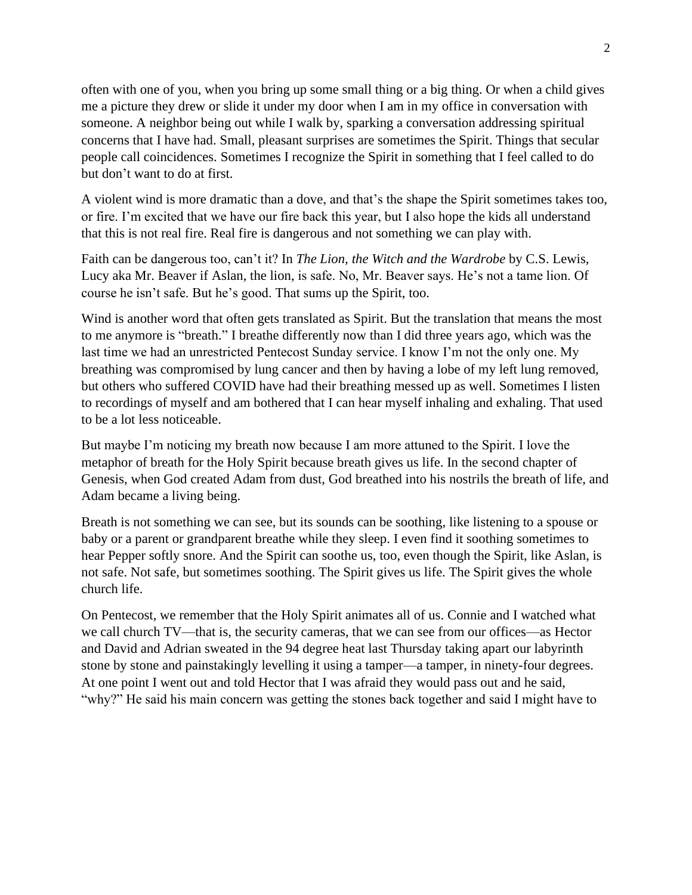often with one of you, when you bring up some small thing or a big thing. Or when a child gives me a picture they drew or slide it under my door when I am in my office in conversation with someone. A neighbor being out while I walk by, sparking a conversation addressing spiritual concerns that I have had. Small, pleasant surprises are sometimes the Spirit. Things that secular people call coincidences. Sometimes I recognize the Spirit in something that I feel called to do but don't want to do at first.

A violent wind is more dramatic than a dove, and that's the shape the Spirit sometimes takes too, or fire. I'm excited that we have our fire back this year, but I also hope the kids all understand that this is not real fire. Real fire is dangerous and not something we can play with.

Faith can be dangerous too, can't it? In *The Lion, the Witch and the Wardrobe* by C.S. Lewis, Lucy aka Mr. Beaver if Aslan, the lion, is safe. No, Mr. Beaver says. He's not a tame lion. Of course he isn't safe. But he's good. That sums up the Spirit, too.

Wind is another word that often gets translated as Spirit. But the translation that means the most to me anymore is "breath." I breathe differently now than I did three years ago, which was the last time we had an unrestricted Pentecost Sunday service. I know I'm not the only one. My breathing was compromised by lung cancer and then by having a lobe of my left lung removed, but others who suffered COVID have had their breathing messed up as well. Sometimes I listen to recordings of myself and am bothered that I can hear myself inhaling and exhaling. That used to be a lot less noticeable.

But maybe I'm noticing my breath now because I am more attuned to the Spirit. I love the metaphor of breath for the Holy Spirit because breath gives us life. In the second chapter of Genesis, when God created Adam from dust, God breathed into his nostrils the breath of life, and Adam became a living being.

Breath is not something we can see, but its sounds can be soothing, like listening to a spouse or baby or a parent or grandparent breathe while they sleep. I even find it soothing sometimes to hear Pepper softly snore. And the Spirit can soothe us, too, even though the Spirit, like Aslan, is not safe. Not safe, but sometimes soothing. The Spirit gives us life. The Spirit gives the whole church life.

On Pentecost, we remember that the Holy Spirit animates all of us. Connie and I watched what we call church TV—that is, the security cameras, that we can see from our offices—as Hector and David and Adrian sweated in the 94 degree heat last Thursday taking apart our labyrinth stone by stone and painstakingly levelling it using a tamper—a tamper, in ninety-four degrees. At one point I went out and told Hector that I was afraid they would pass out and he said, "why?" He said his main concern was getting the stones back together and said I might have to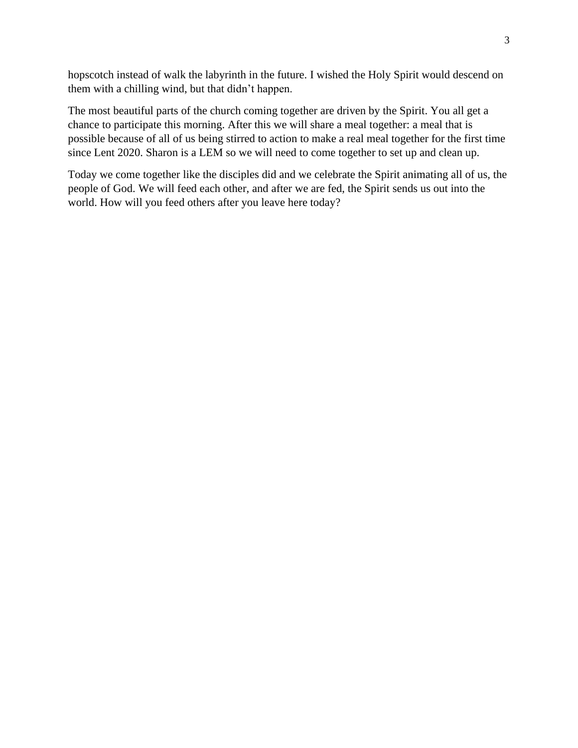hopscotch instead of walk the labyrinth in the future. I wished the Holy Spirit would descend on them with a chilling wind, but that didn't happen.

The most beautiful parts of the church coming together are driven by the Spirit. You all get a chance to participate this morning. After this we will share a meal together: a meal that is possible because of all of us being stirred to action to make a real meal together for the first time since Lent 2020. Sharon is a LEM so we will need to come together to set up and clean up.

Today we come together like the disciples did and we celebrate the Spirit animating all of us, the people of God. We will feed each other, and after we are fed, the Spirit sends us out into the world. How will you feed others after you leave here today?